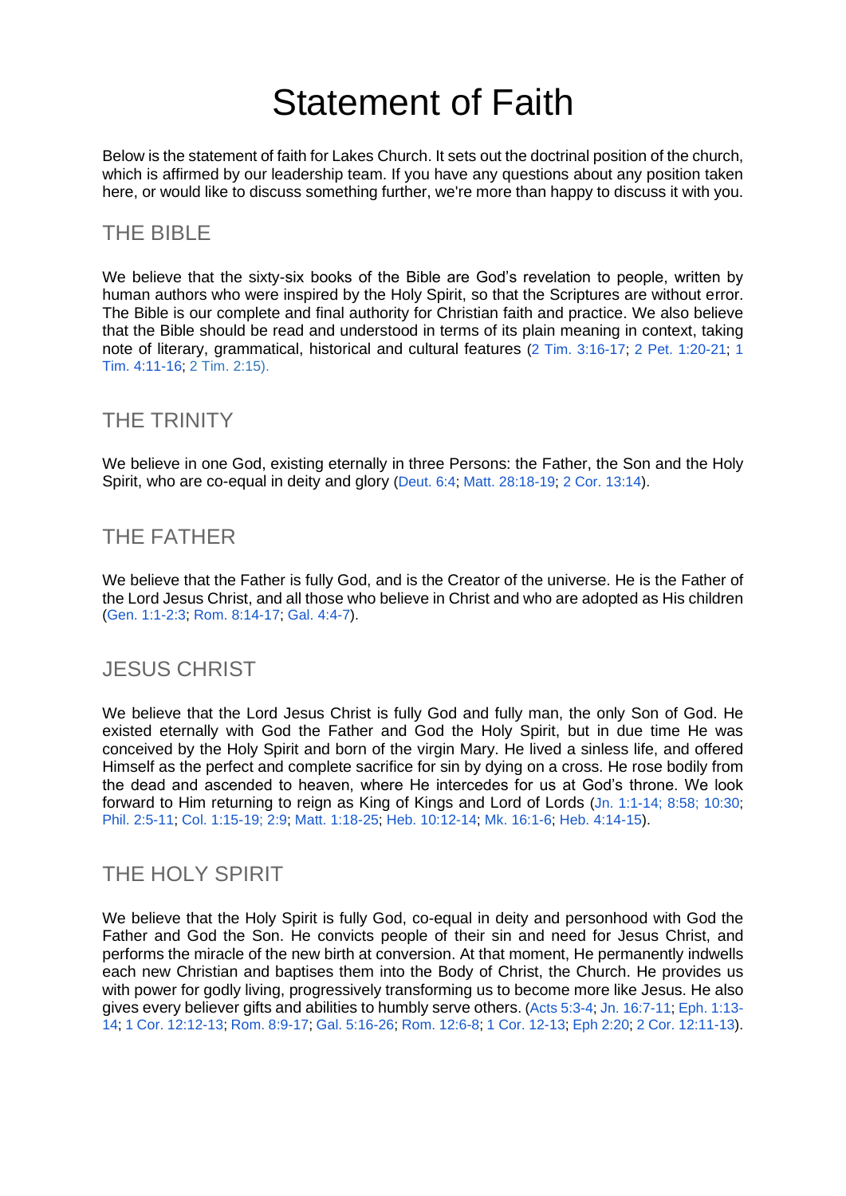# Statement of Faith

Below is the statement of faith for Lakes Church. It sets out the doctrinal position of the church, which is affirmed by our leadership team. If you have any questions about any position taken here, or would like to discuss something further, we're more than happy to discuss it with you.

## THE BIBLE

We believe that the sixty-six books of the Bible are God's revelation to people, written by human authors who were inspired by the Holy Spirit, so that the Scriptures are without error. The Bible is our complete and final authority for Christian faith and practice. We also believe that the Bible should be read and understood in terms of its plain meaning in context, taking note of literary, grammatical, historical and cultural features (2 Tim. 3:16-17; 2 Pet. 1:20-21; 1 Tim. 4:11-16; 2 Tim. 2:15).

## THE TRINITY

We believe in one God, existing eternally in three Persons: the Father, the Son and the Holy Spirit, who are co-equal in deity and glory (Deut. 6:4; Matt. 28:18-19; 2 Cor. 13:14).

## THE FATHER

We believe that the Father is fully God, and is the Creator of the universe. He is the Father of the Lord Jesus Christ, and all those who believe in Christ and who are adopted as His children (Gen. 1:1-2:3; Rom. 8:14-17; Gal. 4:4-7).

## JESUS CHRIST

We believe that the Lord Jesus Christ is fully God and fully man, the only Son of God. He existed eternally with God the Father and God the Holy Spirit, but in due time He was conceived by the Holy Spirit and born of the virgin Mary. He lived a sinless life, and offered Himself as the perfect and complete sacrifice for sin by dying on a cross. He rose bodily from the dead and ascended to heaven, where He intercedes for us at God's throne. We look forward to Him returning to reign as King of Kings and Lord of Lords (Jn. 1:1-14; 8:58; 10:30; Phil. 2:5-11; Col. 1:15-19; 2:9; Matt. 1:18-25; Heb. 10:12-14; Mk. 16:1-6; Heb. 4:14-15).

## THE HOLY SPIRIT

We believe that the Holy Spirit is fully God, co-equal in deity and personhood with God the Father and God the Son. He convicts people of their sin and need for Jesus Christ, and performs the miracle of the new birth at conversion. At that moment, He permanently indwells each new Christian and baptises them into the Body of Christ, the Church. He provides us with power for godly living, progressively transforming us to become more like Jesus. He also gives every believer gifts and abilities to humbly serve others. (Acts 5:3-4; Jn. 16:7-11; Eph. 1:13-14; 1 Cor. 12:12-13; Rom. 8:9-17; Gal. 5:16-26; Rom. 12:6-8; 1 Cor. 12-13; Eph 2:20; 2 Cor. 12:11-13).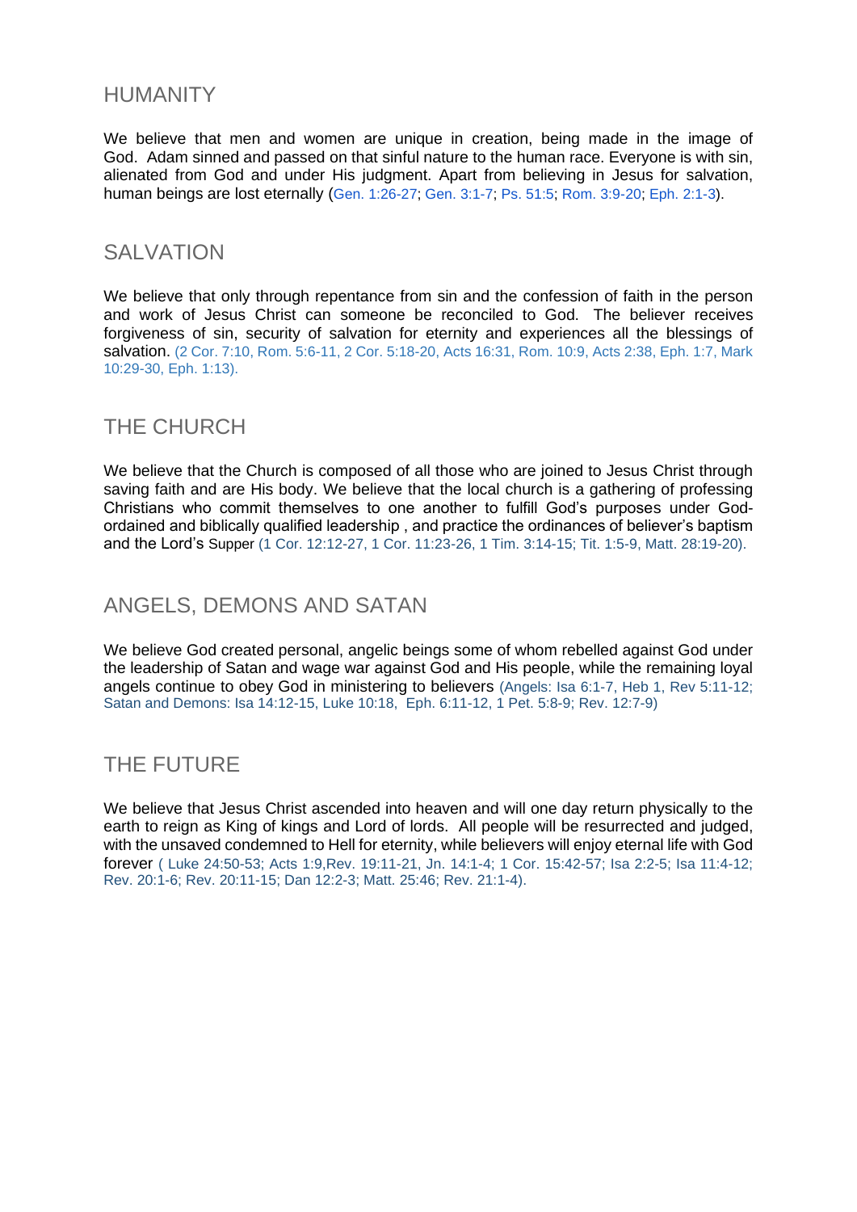## HUMANITY

We believe that men and women are unique in creation, being made in the image of God. Adam sinned and passed on that sinful nature to the human race. Everyone is with sin, alienated from God and under His judgment. Apart from believing in Jesus for salvation, human beings are lost eternally (Gen. 1:26-27; Gen. 3:1-7; Ps. 51:5; Rom. 3:9-20; Eph. 2:1-3).

## SALVATION

We believe that only through repentance from sin and the confession of faith in the person and work of Jesus Christ can someone be reconciled to God. The believer receives forgiveness of sin, security of salvation for eternity and experiences all the blessings of salvation. (2 Cor. 7:10, Rom. 5:6-11, 2 Cor. 5:18-20, Acts 16:31, Rom. 10:9, Acts 2:38, Eph. 1:7, Mark 10:29-30, Eph. 1:13).

## THE CHURCH

We believe that the Church is composed of all those who are joined to Jesus Christ through saving faith and are His body. We believe that the local church is a gathering of professing Christians who commit themselves to one another to fulfill God's purposes under God-ordained and biblically qualified leadership , and practice the ordinances of believer's baptism and the Lord's Supper (1 Cor. 12:12-27, 1 Cor. 11:23-26, 1 Tim. 3:14-15; Tit. 1:5-9, Matt. 28:19-20).

## ANGELS, DEMONS AND SATAN

We believe God created personal, angelic beings some of whom rebelled against God under the leadership of Satan and wage war against God and His people, while the remaining loyal angels continue to obey God in ministering to believers (Angels: Isa 6:1-7, Heb 1, Rev 5:11-12; Satan and Demons: Isa 14:12-15, Luke 10:18, Eph. 6:11-12, 1 Pet. 5:8-9; Rev. 12:7-9)

## THE FUTURE

We believe that Jesus Christ ascended into heaven and will one day return physically to the earth to reign as King of kings and Lord of lords. All people will be resurrected and judged, with the unsaved condemned to Hell for eternity, while believers will enjoy eternal life with God forever ( Luke 24:50-53; Acts 1:9,Rev. 19:11-21, Jn. 14:1-4; 1 Cor. 15:42-57; Isa 2:2-5; Isa 11:4-12; Rev. 20:1-6; Rev. 20:11-15; Dan 12:2-3; Matt. 25:46; Rev. 21:1-4).